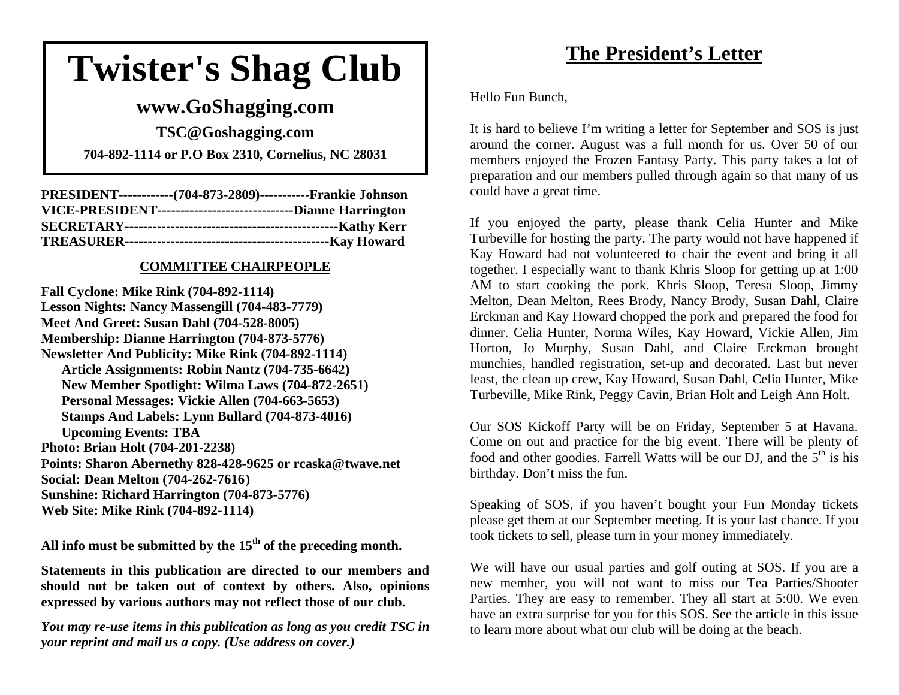# Twister's Shag Club

## www.GoShagging.com

**TSC@Goshagging.com**

**704-892-1114 or P.O Box 2310, Cornelius, NC 28031**

**PRESIDENT------------(704-873-2809)-----------Frankie Johnson**
**VICE-PRESIDENT------------------------------Dianne Harrington**
**SECRETARY----------------------------------------------Kathy Kerr**
**TREASURER---------------------------------------------Kay Howard**

### COMMITTEE CHAIRPEOPLE

**Fall Cyclone: Mike Rink (704-892-1114)**
**Lesson Nights: Nancy Massengill (704-483-7779)**
**Meet And Greet: Susan Dahl (704-528-8005)**
**Membership: Dianne Harrington (704-873-5776)**
**Newsletter And Publicity: Mike Rink (704-892-1114)**
- **Article Assignments: Robin Nantz (704-735-6642)**
- **New Member Spotlight: Wilma Laws (704-872-2651)**
- **Personal Messages: Vickie Allen (704-663-5653)**
- **Stamps And Labels: Lynn Bullard (704-873-4016)**
- **Upcoming Events: TBA**

**Photo: Brian Holt (704-201-2238)**
**Points: Sharon Abernethy 828-428-9625 or rcaska@twave.net**
**Social: Dean Melton (704-262-7616)**
**Sunshine: Richard Harrington (704-873-5776)**
**Web Site: Mike Rink (704-892-1114)**

---

**All info must be submitted by the 15th of the preceding month.**

**Statements in this publication are directed to our members and should not be taken out of context by others. Also, opinions expressed by various authors may not reflect those of our club.**

***You may re-use items in this publication as long as you credit TSC in your reprint and mail us a copy. (Use address on cover.)***

## The President's Letter

Hello Fun Bunch,

It is hard to believe I'm writing a letter for September and SOS is just around the corner. August was a full month for us. Over 50 of our members enjoyed the Frozen Fantasy Party. This party takes a lot of preparation and our members pulled through again so that many of us could have a great time.

If you enjoyed the party, please thank Celia Hunter and Mike Turbeville for hosting the party. The party would not have happened if Kay Howard had not volunteered to chair the event and bring it all together. I especially want to thank Khris Sloop for getting up at 1:00 AM to start cooking the pork. Khris Sloop, Teresa Sloop, Jimmy Melton, Dean Melton, Rees Brody, Nancy Brody, Susan Dahl, Claire Erckman and Kay Howard chopped the pork and prepared the food for dinner. Celia Hunter, Norma Wiles, Kay Howard, Vickie Allen, Jim Horton, Jo Murphy, Susan Dahl, and Claire Erckman brought munchies, handled registration, set-up and decorated. Last but never least, the clean up crew, Kay Howard, Susan Dahl, Celia Hunter, Mike Turbeville, Mike Rink, Peggy Cavin, Brian Holt and Leigh Ann Holt.

Our SOS Kickoff Party will be on Friday, September 5 at Havana. Come on out and practice for the big event. There will be plenty of food and other goodies. Farrell Watts will be our DJ, and the 5th is his birthday. Don't miss the fun.

Speaking of SOS, if you haven't bought your Fun Monday tickets please get them at our September meeting. It is your last chance. If you took tickets to sell, please turn in your money immediately.

We will have our usual parties and golf outing at SOS. If you are a new member, you will not want to miss our Tea Parties/Shooter Parties. They are easy to remember. They all start at 5:00. We even have an extra surprise for you for this SOS. See the article in this issue to learn more about what our club will be doing at the beach.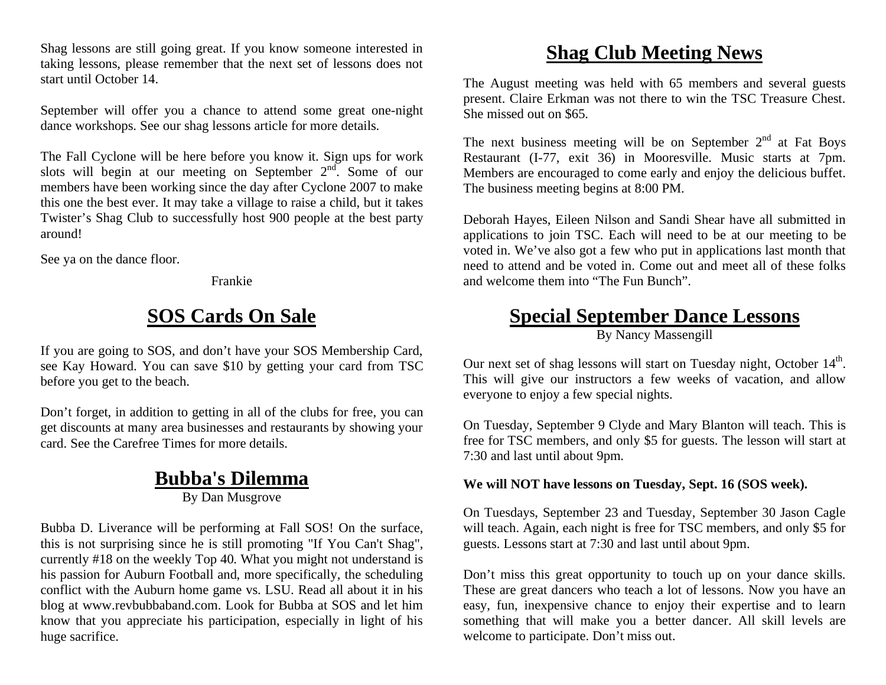Shag lessons are still going great. If you know someone interested in taking lessons, please remember that the next set of lessons does not start until October 14.

September will offer you a chance to attend some great one-night dance workshops. See our shag lessons article for more details.

The Fall Cyclone will be here before you know it. Sign ups for work slots will begin at our meeting on September 2nd. Some of our members have been working since the day after Cyclone 2007 to make this one the best ever. It may take a village to raise a child, but it takes Twister's Shag Club to successfully host 900 people at the best party around!

See ya on the dance floor.

Frankie

## SOS Cards On Sale

If you are going to SOS, and don't have your SOS Membership Card, see Kay Howard. You can save $10 by getting your card from TSC before you get to the beach.

Don't forget, in addition to getting in all of the clubs for free, you can get discounts at many area businesses and restaurants by showing your card. See the Carefree Times for more details.

## Bubba's Dilemma

By Dan Musgrove

Bubba D. Liverance will be performing at Fall SOS! On the surface, this is not surprising since he is still promoting "If You Can't Shag", currently #18 on the weekly Top 40. What you might not understand is his passion for Auburn Football and, more specifically, the scheduling conflict with the Auburn home game vs. LSU. Read all about it in his blog at www.revbubbaband.com. Look for Bubba at SOS and let him know that you appreciate his participation, especially in light of his huge sacrifice.

## Shag Club Meeting News

The August meeting was held with 65 members and several guests present. Claire Erkman was not there to win the TSC Treasure Chest. She missed out on $65.

The next business meeting will be on September 2nd at Fat Boys Restaurant (I-77, exit 36) in Mooresville. Music starts at 7pm. Members are encouraged to come early and enjoy the delicious buffet. The business meeting begins at 8:00 PM.

Deborah Hayes, Eileen Nilson and Sandi Shear have all submitted in applications to join TSC. Each will need to be at our meeting to be voted in. We've also got a few who put in applications last month that need to attend and be voted in. Come out and meet all of these folks and welcome them into "The Fun Bunch".

## Special September Dance Lessons

By Nancy Massengill

Our next set of shag lessons will start on Tuesday night, October 14th. This will give our instructors a few weeks of vacation, and allow everyone to enjoy a few special nights.

On Tuesday, September 9 Clyde and Mary Blanton will teach. This is free for TSC members, and only $5 for guests. The lesson will start at 7:30 and last until about 9pm.

**We will NOT have lessons on Tuesday, Sept. 16 (SOS week).**

On Tuesdays, September 23 and Tuesday, September 30 Jason Cagle will teach. Again, each night is free for TSC members, and only $5 for guests. Lessons start at 7:30 and last until about 9pm.

Don't miss this great opportunity to touch up on your dance skills. These are great dancers who teach a lot of lessons. Now you have an easy, fun, inexpensive chance to enjoy their expertise and to learn something that will make you a better dancer. All skill levels are welcome to participate. Don't miss out.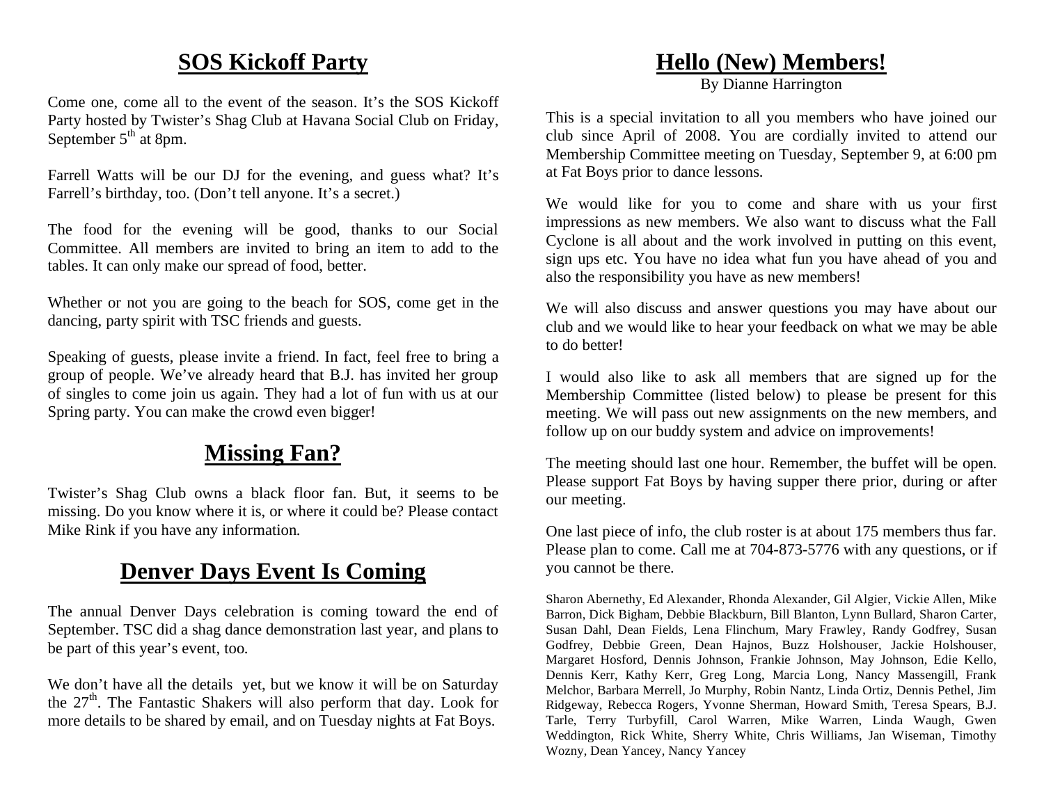## SOS Kickoff Party

Come one, come all to the event of the season. It's the SOS Kickoff Party hosted by Twister's Shag Club at Havana Social Club on Friday, September 5th at 8pm.

Farrell Watts will be our DJ for the evening, and guess what? It's Farrell's birthday, too. (Don't tell anyone. It's a secret.)

The food for the evening will be good, thanks to our Social Committee. All members are invited to bring an item to add to the tables. It can only make our spread of food, better.

Whether or not you are going to the beach for SOS, come get in the dancing, party spirit with TSC friends and guests.

Speaking of guests, please invite a friend. In fact, feel free to bring a group of people. We've already heard that B.J. has invited her group of singles to come join us again. They had a lot of fun with us at our Spring party. You can make the crowd even bigger!

## Missing Fan?

Twister's Shag Club owns a black floor fan. But, it seems to be missing. Do you know where it is, or where it could be? Please contact Mike Rink if you have any information.

## Denver Days Event Is Coming

The annual Denver Days celebration is coming toward the end of September. TSC did a shag dance demonstration last year, and plans to be part of this year's event, too.

We don't have all the details yet, but we know it will be on Saturday the 27th. The Fantastic Shakers will also perform that day. Look for more details to be shared by email, and on Tuesday nights at Fat Boys.

## Hello (New) Members!

By Dianne Harrington

This is a special invitation to all you members who have joined our club since April of 2008. You are cordially invited to attend our Membership Committee meeting on Tuesday, September 9, at 6:00 pm at Fat Boys prior to dance lessons.

We would like for you to come and share with us your first impressions as new members. We also want to discuss what the Fall Cyclone is all about and the work involved in putting on this event, sign ups etc. You have no idea what fun you have ahead of you and also the responsibility you have as new members!

We will also discuss and answer questions you may have about our club and we would like to hear your feedback on what we may be able to do better!

I would also like to ask all members that are signed up for the Membership Committee (listed below) to please be present for this meeting. We will pass out new assignments on the new members, and follow up on our buddy system and advice on improvements!

The meeting should last one hour. Remember, the buffet will be open. Please support Fat Boys by having supper there prior, during or after our meeting.

One last piece of info, the club roster is at about 175 members thus far. Please plan to come. Call me at 704-873-5776 with any questions, or if you cannot be there.

Sharon Abernethy, Ed Alexander, Rhonda Alexander, Gil Algier, Vickie Allen, Mike Barron, Dick Bigham, Debbie Blackburn, Bill Blanton, Lynn Bullard, Sharon Carter, Susan Dahl, Dean Fields, Lena Flinchum, Mary Frawley, Randy Godfrey, Susan Godfrey, Debbie Green, Dean Hajnos, Buzz Holshouser, Jackie Holshouser, Margaret Hosford, Dennis Johnson, Frankie Johnson, May Johnson, Edie Kello, Dennis Kerr, Kathy Kerr, Greg Long, Marcia Long, Nancy Massengill, Frank Melchor, Barbara Merrell, Jo Murphy, Robin Nantz, Linda Ortiz, Dennis Pethel, Jim Ridgeway, Rebecca Rogers, Yvonne Sherman, Howard Smith, Teresa Spears, B.J. Tarle, Terry Turbyfill, Carol Warren, Mike Warren, Linda Waugh, Gwen Weddington, Rick White, Sherry White, Chris Williams, Jan Wiseman, Timothy Wozny, Dean Yancey, Nancy Yancey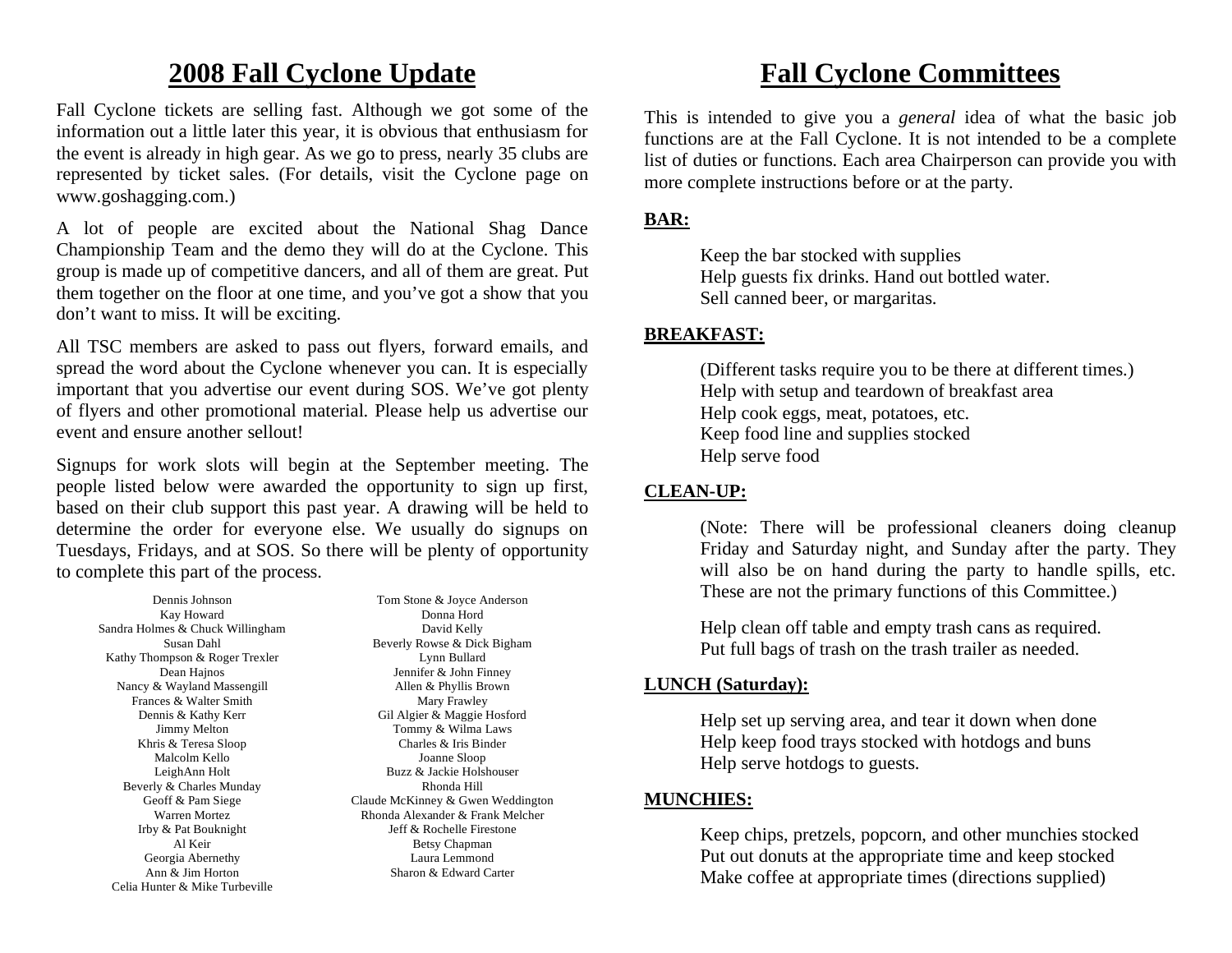# 2008 Fall Cyclone Update

Fall Cyclone tickets are selling fast. Although we got some of the information out a little later this year, it is obvious that enthusiasm for the event is already in high gear. As we go to press, nearly 35 clubs are represented by ticket sales. (For details, visit the Cyclone page on www.goshagging.com.)

A lot of people are excited about the National Shag Dance Championship Team and the demo they will do at the Cyclone. This group is made up of competitive dancers, and all of them are great. Put them together on the floor at one time, and you've got a show that you don't want to miss. It will be exciting.

All TSC members are asked to pass out flyers, forward emails, and spread the word about the Cyclone whenever you can. It is especially important that you advertise our event during SOS. We've got plenty of flyers and other promotional material. Please help us advertise our event and ensure another sellout!

Signups for work slots will begin at the September meeting. The people listed below were awarded the opportunity to sign up first, based on their club support this past year. A drawing will be held to determine the order for everyone else. We usually do signups on Tuesdays, Fridays, and at SOS. So there will be plenty of opportunity to complete this part of the process.

Dennis Johnson
Kay Howard
Sandra Holmes & Chuck Willingham
Susan Dahl
Kathy Thompson & Roger Trexler
Dean Hajnos
Nancy & Wayland Massengill
Frances & Walter Smith
Dennis & Kathy Kerr
Jimmy Melton
Khris & Teresa Sloop
Malcolm Kello
LeighAnn Holt
Beverly & Charles Munday
Geoff & Pam Siege
Warren Mortez
Irby & Pat Bouknight
Al Keir
Georgia Abernethy
Ann & Jim Horton
Celia Hunter & Mike Turbeville

Tom Stone & Joyce Anderson
Donna Hord
David Kelly
Beverly Rowse & Dick Bigham
Lynn Bullard
Jennifer & John Finney
Allen & Phyllis Brown
Mary Frawley
Gil Algier & Maggie Hosford
Tommy & Wilma Laws
Charles & Iris Binder
Joanne Sloop
Buzz & Jackie Holshouser
Rhonda Hill
Claude McKinney & Gwen Weddington
Rhonda Alexander & Frank Melcher
Jeff & Rochelle Firestone
Betsy Chapman
Laura Lemmond
Sharon & Edward Carter

# Fall Cyclone Committees

This is intended to give you a *general* idea of what the basic job functions are at the Fall Cyclone. It is not intended to be a complete list of duties or functions. Each area Chairperson can provide you with more complete instructions before or at the party.

**BAR:**

Keep the bar stocked with supplies
Help guests fix drinks. Hand out bottled water.
Sell canned beer, or margaritas.

**BREAKFAST:**

(Different tasks require you to be there at different times.)
Help with setup and teardown of breakfast area
Help cook eggs, meat, potatoes, etc.
Keep food line and supplies stocked
Help serve food

**CLEAN-UP:**

(Note: There will be professional cleaners doing cleanup Friday and Saturday night, and Sunday after the party. They will also be on hand during the party to handle spills, etc. These are not the primary functions of this Committee.)

Help clean off table and empty trash cans as required.
Put full bags of trash on the trash trailer as needed.

**LUNCH (Saturday):**

Help set up serving area, and tear it down when done
Help keep food trays stocked with hotdogs and buns
Help serve hotdogs to guests.

**MUNCHIES:**

Keep chips, pretzels, popcorn, and other munchies stocked
Put out donuts at the appropriate time and keep stocked
Make coffee at appropriate times (directions supplied)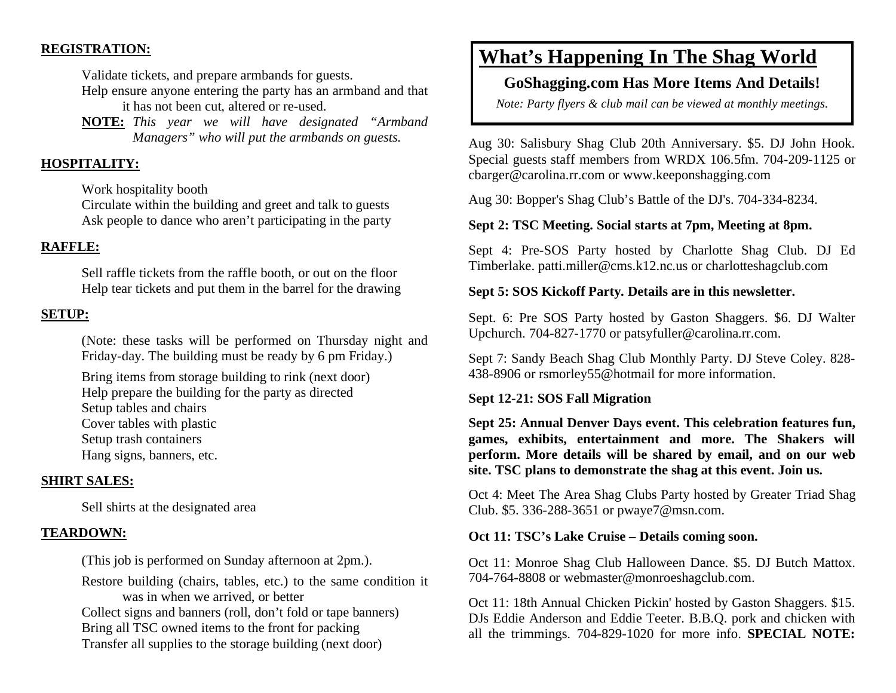**REGISTRATION:**

Validate tickets, and prepare armbands for guests.
Help ensure anyone entering the party has an armband and that it has not been cut, altered or re-used.
**NOTE:** *This year we will have designated "Armband Managers" who will put the armbands on guests.*

**HOSPITALITY:**

Work hospitality booth
Circulate within the building and greet and talk to guests
Ask people to dance who aren't participating in the party

**RAFFLE:**

Sell raffle tickets from the raffle booth, or out on the floor
Help tear tickets and put them in the barrel for the drawing

**SETUP:**

(Note: these tasks will be performed on Thursday night and Friday-day. The building must be ready by 6 pm Friday.)

Bring items from storage building to rink (next door)
Help prepare the building for the party as directed
Setup tables and chairs
Cover tables with plastic
Setup trash containers
Hang signs, banners, etc.

**SHIRT SALES:**

Sell shirts at the designated area

**TEARDOWN:**

(This job is performed on Sunday afternoon at 2pm.).

Restore building (chairs, tables, etc.) to the same condition it was in when we arrived, or better
Collect signs and banners (roll, don't fold or tape banners)
Bring all TSC owned items to the front for packing
Transfer all supplies to the storage building (next door)

# What's Happening In The Shag World

**GoShagging.com Has More Items And Details!**

*Note: Party flyers & club mail can be viewed at monthly meetings.*

Aug 30: Salisbury Shag Club 20th Anniversary. $5. DJ John Hook. Special guests staff members from WRDX 106.5fm. 704-209-1125 or cbarger@carolina.rr.com or www.keeponshagging.com

Aug 30: Bopper's Shag Club's Battle of the DJ's. 704-334-8234.

**Sept 2: TSC Meeting. Social starts at 7pm, Meeting at 8pm.**

Sept 4: Pre-SOS Party hosted by Charlotte Shag Club. DJ Ed Timberlake. patti.miller@cms.k12.nc.us or charlotteshagclub.com

**Sept 5: SOS Kickoff Party. Details are in this newsletter.**

Sept. 6: Pre SOS Party hosted by Gaston Shaggers. $6. DJ Walter Upchurch. 704-827-1770 or patsyfuller@carolina.rr.com.

Sept 7: Sandy Beach Shag Club Monthly Party. DJ Steve Coley. 828-438-8906 or rsmorley55@hotmail for more information.

**Sept 12-21: SOS Fall Migration**

**Sept 25: Annual Denver Days event. This celebration features fun, games, exhibits, entertainment and more. The Shakers will perform. More details will be shared by email, and on our web site. TSC plans to demonstrate the shag at this event. Join us.**

Oct 4: Meet The Area Shag Clubs Party hosted by Greater Triad Shag Club. $5. 336-288-3651 or pwaye7@msn.com.

**Oct 11: TSC's Lake Cruise – Details coming soon.**

Oct 11: Monroe Shag Club Halloween Dance. $5. DJ Butch Mattox. 704-764-8808 or webmaster@monroeshagclub.com.

Oct 11: 18th Annual Chicken Pickin' hosted by Gaston Shaggers. $15. DJs Eddie Anderson and Eddie Teeter. B.B.Q. pork and chicken with all the trimmings. 704-829-1020 for more info. **SPECIAL NOTE:**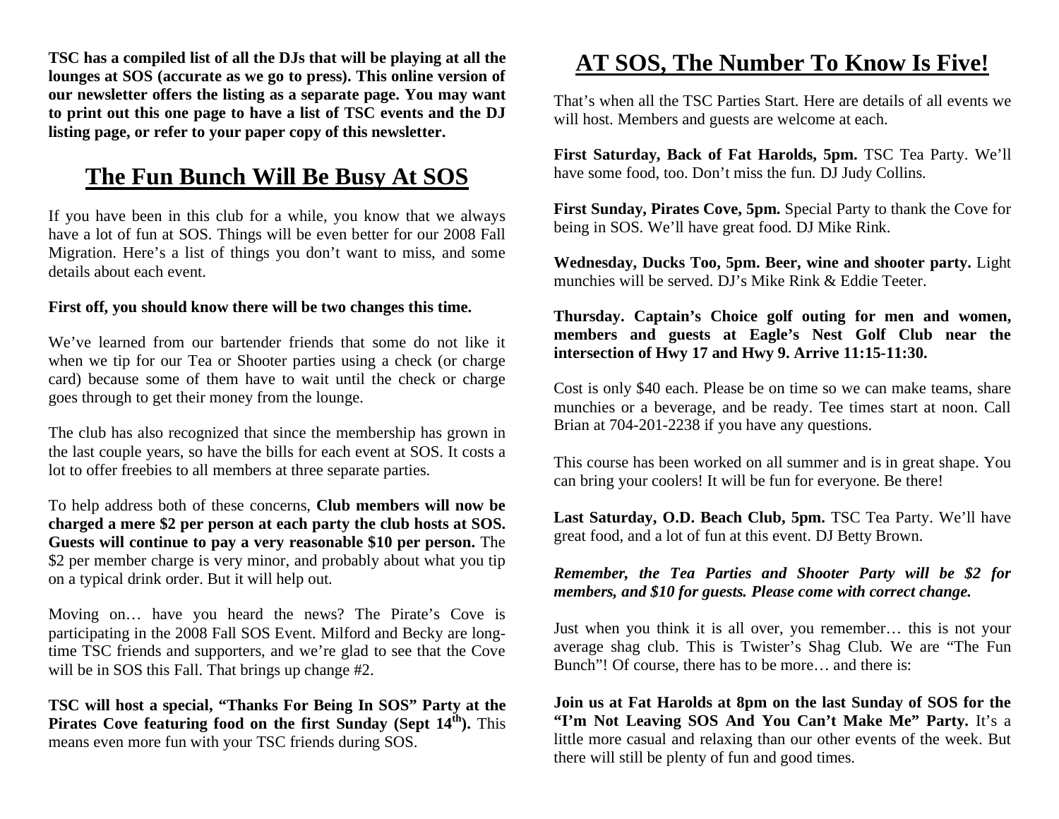**TSC has a compiled list of all the DJs that will be playing at all the lounges at SOS (accurate as we go to press). This online version of our newsletter offers the listing as a separate page. You may want to print out this one page to have a list of TSC events and the DJ listing page, or refer to your paper copy of this newsletter.**

## The Fun Bunch Will Be Busy At SOS

If you have been in this club for a while, you know that we always have a lot of fun at SOS. Things will be even better for our 2008 Fall Migration. Here's a list of things you don't want to miss, and some details about each event.

**First off, you should know there will be two changes this time.**

We've learned from our bartender friends that some do not like it when we tip for our Tea or Shooter parties using a check (or charge card) because some of them have to wait until the check or charge goes through to get their money from the lounge.

The club has also recognized that since the membership has grown in the last couple years, so have the bills for each event at SOS. It costs a lot to offer freebies to all members at three separate parties.

To help address both of these concerns, **Club members will now be charged a mere $2 per person at each party the club hosts at SOS. Guests will continue to pay a very reasonable $10 per person.** The $2 per member charge is very minor, and probably about what you tip on a typical drink order. But it will help out.

Moving on… have you heard the news? The Pirate's Cove is participating in the 2008 Fall SOS Event. Milford and Becky are long-time TSC friends and supporters, and we're glad to see that the Cove will be in SOS this Fall. That brings up change #2.

**TSC will host a special, "Thanks For Being In SOS" Party at the Pirates Cove featuring food on the first Sunday (Sept 14th).** This means even more fun with your TSC friends during SOS.

## AT SOS, The Number To Know Is Five!

That's when all the TSC Parties Start. Here are details of all events we will host. Members and guests are welcome at each.

**First Saturday, Back of Fat Harolds, 5pm.** TSC Tea Party. We'll have some food, too. Don't miss the fun. DJ Judy Collins.

**First Sunday, Pirates Cove, 5pm.** Special Party to thank the Cove for being in SOS. We'll have great food. DJ Mike Rink.

**Wednesday, Ducks Too, 5pm. Beer, wine and shooter party.** Light munchies will be served. DJ's Mike Rink & Eddie Teeter.

**Thursday. Captain's Choice golf outing for men and women, members and guests at Eagle's Nest Golf Club near the intersection of Hwy 17 and Hwy 9. Arrive 11:15-11:30.**

Cost is only $40 each. Please be on time so we can make teams, share munchies or a beverage, and be ready. Tee times start at noon. Call Brian at 704-201-2238 if you have any questions.

This course has been worked on all summer and is in great shape. You can bring your coolers! It will be fun for everyone. Be there!

**Last Saturday, O.D. Beach Club, 5pm.** TSC Tea Party. We'll have great food, and a lot of fun at this event. DJ Betty Brown.

***Remember, the Tea Parties and Shooter Party will be $2 for members, and $10 for guests. Please come with correct change.***

Just when you think it is all over, you remember… this is not your average shag club. This is Twister's Shag Club. We are "The Fun Bunch"! Of course, there has to be more… and there is:

**Join us at Fat Harolds at 8pm on the last Sunday of SOS for the "I'm Not Leaving SOS And You Can't Make Me" Party.** It's a little more casual and relaxing than our other events of the week. But there will still be plenty of fun and good times.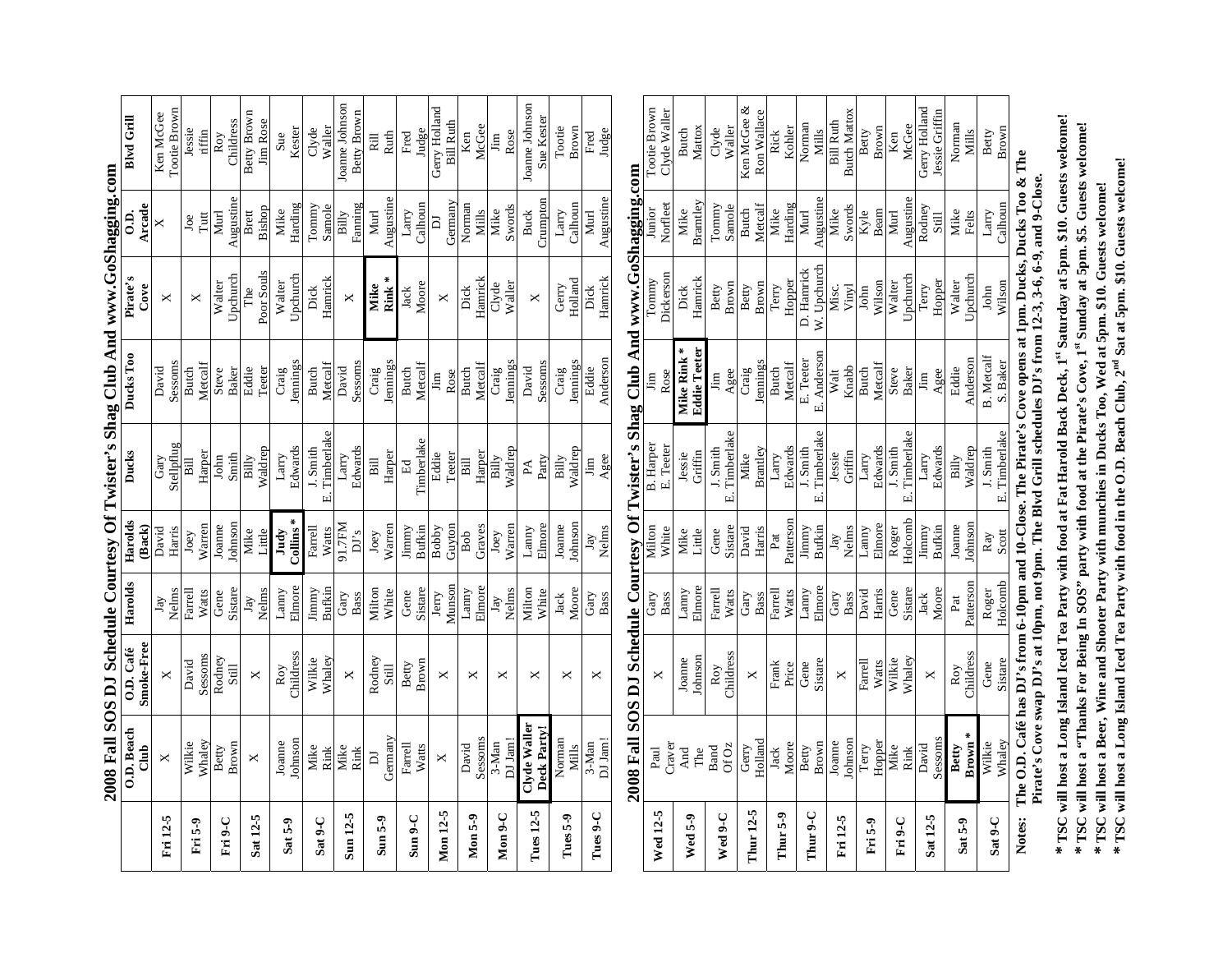## 2008 Fall SOS DJ Schedule Courtesy Of Twister's Shag Club And www.GoShagging.com

| | O.D. Beach Club | O.D. Café Smoke-Free | Harolds | Harolds (Back) | Ducks | Ducks Too | Pirate's Cove | O.D. Arcade | Blvd Grill |
|---|---|---|---|---|---|---|---|---|---|
| **Fri 12-5** | × | × | Jay Nelms | David Harris | Gary Stellpflug | David Sessoms | × | × | Ken McGee Tootie Brown |
| **Fri 5-9** | Wilkie Whaley | David Sessoms | Farrell Watts | Joey Warren | Bill Harper | Butch Metcalf | × | Joe Tutt | Jessie Griffin |
| **Fri 9-C** | Betty Brown | Rodney Still | Gene Sistare | Joanne Johnson | John Smith | Steve Baker | Walter Upchurch | Murl Augustine | Roy Childress |
| **Sat 12-5** | × | × | Jay Nelms | Mike Little | Billy Waldrep | Eddie Teeter | The Poor Souls | Brett Bishop | Betty Brown Jim Rose |
| **Sat 5-9** | Joanne Johnson | Roy Childress | Lanny Elmore | **Judy Collins*** | Larry Edwards | Craig Jennings | Walter Upchurch | Mike Harding | Sue Kester |
| **Sat 9-C** | Mike Rink | Wilkie Whaley | Jimmy Bufkin | Farrell Watts | J. Smith E. Timberlake | Butch Metcalf | Dick Hamrick | Tommy Samole | Clyde Waller |
| **Sun 12-5** | Mike Rink | × | Gary Bass | 91.7FM DJ's | Larry Edwards | David Sessoms | × | Billy Fanning | Joanne Johnson Betty Brown |
| **Sun 5-9** | DJ Germany | Rodney Still | Milton White | Joey Warren | Bill Harper | Craig Jennings | **Mike Rink*** | Murl Augustine | Bill Ruth |
| **Sun 9-C** | Farrell Watts | Betty Brown | Gene Sistare | Jimmy Bufkin | Ed Timberlake | Butch Metcalf | Jack Moore | Larry Calhoun | Fred Judge |
| **Mon 12-5** | × | × | Jerry Munson | Bobby Guyton | Eddie Teeter | Jim Rose | × | DJ Germany | Gerry Holland Bill Ruth |
| **Mon 5-9** | David Sessoms | × | Lanny Elmore | Bob Graves | Bill Harper | Butch Metcalf | Dick Hamrick | Norman Mills | Ken McGee |
| **Mon 9-C** | 3-Man DJ Jam! | × | Jay Nelms | Joey Warren | Billy Waldrep | Craig Jennings | Clyde Waller | Mike Swords | Jim Rose |
| **Tues 12-5** | **Clyde Waller Deck Party!** | × | Milton White | Lanny Elmore | PA Party | David Sessoms | × | Buck Crumpton | Joanne Johnson Sue Kester |
| **Tues 5-9** | Norman Mills | × | Jack Moore | Joanne Johnson | Billy Waldrep | Craig Jennings | Gerry Holland | Larry Calhoun | Tootie Brown |
| **Tues 9-C** | 3-Man DJ Jam! | × | Gary Bass | Jay Nelms | Jim Agee | Eddie Anderson | Dick Hamrick | Murl Augustine | Fred Judge |

## 2008 Fall SOS DJ Schedule Courtesy Of Twister's Shag Club And www.GoShagging.com

| | O.D. Beach Club | O.D. Café Smoke-Free | Harolds | Harolds (Back) | Ducks | Ducks Too | Pirate's Cove | O.D. Arcade | Blvd Grill |
|---|---|---|---|---|---|---|---|---|---|
| **Wed 12-5** | Paul Craver | × | Gary Bass | Milton White | B. Harper E. Teeter | Jim Rose | Tommy Dickerson | Junior Norfleet | Tootie Brown Clyde Waller |
| **Wed 5-9** | And The | Joanne Johnson | Lanny Elmore | Mike Little | Jessie Griffin | **Mike Rink* Eddie Teeter** | Dick Hamrick | Mike Bramtley | Butch Mattox |
| **Wed 9-C** | Band Of Oz | Roy Childress | Farrell Watts | Gene Sistare | J. Smith E. Timberlake | Jim Agee | Betty Brown | Tommy Samole | Clyde Waller |
| **Thur 12-5** | Gerry Holland | × | Gary Bass | David Harris | Mike Brantley | Craig Jennings | Betty Brown | Butch Metcalf | Ken McGee & Ron Wallace |
| **Thur 5-9** | Jack Moore | Frank Price | Farrell Watts | Pat Patterson | Larry Edwards | Butch Metcalf | Terry Hopper | Mike Harding | Rick Kohler |
| **Thur 9-C** | Betty Brown | Gene Sistare | Lanny Elmore | Jimmy Bufkin | J. Smith E. Timberlake | E. Teeter E. Anderson | D. Hamrick W. Upchurch | Murl Augustine | Norman Mills |
| **Fri 12-5** | Joanne Johnson | × | Gary Bass | Jay Nelms | Jessie Griffin | Walt Knabb | Misc. Vinyl | Mike Swords | Bill Ruth Butch Mattox |
| **Fri 5-9** | Terry Hopper | Farrell Watts | David Harris | Lanny Elmore | Larry Edwards | Butch Metcalf | John Wilson | Kyle Beam | Betty Brown |
| **Fri 9-C** | Mike Rink | Wilkie Whaley | Gene Sistare | Roger Holcomb | J. Smith E. Timberlake | Steve Baker | Walter Upchurch | Murl Augustine | Ken McGee |
| **Sat 12-5** | David Sessoms | × | Jack Moore | Jimmy Bufkin | Larry Edwards | Jim Agee | Terry Hopper | Rodney Still | Gerry Holland Jessie Griffin |
| **Sat 5-9** | **Betty Brown*** | Roy Childress | Pat Patterson | Joanne Johnson | Billy Waldrep | Eddie Anderson | Walter Upchurch | Mike Felts | Norman Mills |
| **Sat 9-C** | Wilkie Whaley | Gene Sistare | Roger Holcomb | Ray Scott | J. Smith E. Timberlake | B. Metcalf S. Baker | John Wilson | Larry Calhoun | Betty Brown |

**Notes: The O.D. Café has DJ's from 6-10pm and 10-Close. The Pirate's Cove opens at 1pm. Ducks, Ducks Too & The Pirate's Cove swap DJ's at 10pm, not 9pm. The Blvd Grill schedules DJ's from 12-3, 3-6, 6-9, and 9-Close.**

**\* TSC will host a Long Island Iced Tea Party with food at Fat Harold Back Deck, 1st Saturday at 5pm. $10. Guests welcome!**

**\* TSC will host a "Thanks For Being In SOS" party with food at the Pirate's Cove, 1st Sunday at 5pm. $5. Guests welcome!**

**\* TSC will host a Beer, Wine and Shooter Party with munchies in Ducks Too, Wed at 5pm. $10. Guests welcome!**

**\* TSC will host a Long Island Iced Tea Party with food in the O.D. Beach Club, 2nd Sat at 5pm. $10. Guests welcome!**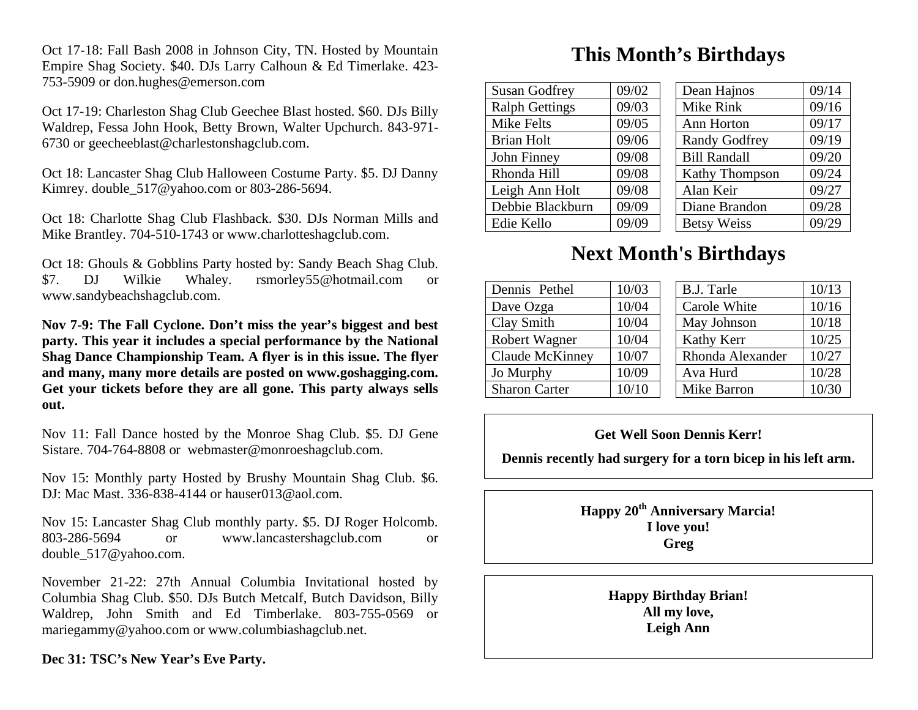Oct 17-18: Fall Bash 2008 in Johnson City, TN. Hosted by Mountain Empire Shag Society. $40. DJs Larry Calhoun & Ed Timerlake. 423-753-5909 or don.hughes@emerson.com

Oct 17-19: Charleston Shag Club Geechee Blast hosted. $60. DJs Billy Waldrep, Fessa John Hook, Betty Brown, Walter Upchurch. 843-971-6730 or geecheeblast@charlestonshagclub.com.

Oct 18: Lancaster Shag Club Halloween Costume Party. $5. DJ Danny Kimrey. double_517@yahoo.com or 803-286-5694.

Oct 18: Charlotte Shag Club Flashback. $30. DJs Norman Mills and Mike Brantley. 704-510-1743 or www.charlotteshagclub.com.

Oct 18: Ghouls & Gobblins Party hosted by: Sandy Beach Shag Club. $7. DJ Wilkie Whaley. rsmorley55@hotmail.com or www.sandybeachshagclub.com.

**Nov 7-9: The Fall Cyclone. Don't miss the year's biggest and best party. This year it includes a special performance by the National Shag Dance Championship Team. A flyer is in this issue. The flyer and many, many more details are posted on www.goshagging.com. Get your tickets before they are all gone. This party always sells out.**

Nov 11: Fall Dance hosted by the Monroe Shag Club. $5. DJ Gene Sistare. 704-764-8808 or webmaster@monroeshagclub.com.

Nov 15: Monthly party Hosted by Brushy Mountain Shag Club. $6. DJ: Mac Mast. 336-838-4144 or hauser013@aol.com.

Nov 15: Lancaster Shag Club monthly party. $5. DJ Roger Holcomb. 803-286-5694 or www.lancastershagclub.com or double_517@yahoo.com.

November 21-22: 27th Annual Columbia Invitational hosted by Columbia Shag Club. $50. DJs Butch Metcalf, Butch Davidson, Billy Waldrep, John Smith and Ed Timberlake. 803-755-0569 or mariegammy@yahoo.com or www.columbiashagclub.net.

**Dec 31: TSC's New Year's Eve Party.**

# This Month's Birthdays

| | |
|---|---|
| Susan Godfrey | 09/02 |
| Ralph Gettings | 09/03 |
| Mike Felts | 09/05 |
| Brian Holt | 09/06 |
| John Finney | 09/08 |
| Rhonda Hill | 09/08 |
| Leigh Ann Holt | 09/08 |
| Debbie Blackburn | 09/09 |
| Edie Kello | 09/09 |

| | |
|---|---|
| Dean Hajnos | 09/14 |
| Mike Rink | 09/16 |
| Ann Horton | 09/17 |
| Randy Godfrey | 09/19 |
| Bill Randall | 09/20 |
| Kathy Thompson | 09/24 |
| Alan Keir | 09/27 |
| Diane Brandon | 09/28 |
| Betsy Weiss | 09/29 |

# Next Month's Birthdays

| | |
|---|---|
| Dennis Pethel | 10/03 |
| Dave Ozga | 10/04 |
| Clay Smith | 10/04 |
| Robert Wagner | 10/04 |
| Claude McKinney | 10/07 |
| Jo Murphy | 10/09 |
| Sharon Carter | 10/10 |

| | |
|---|---|
| B.J. Tarle | 10/13 |
| Carole White | 10/16 |
| May Johnson | 10/18 |
| Kathy Kerr | 10/25 |
| Rhonda Alexander | 10/27 |
| Ava Hurd | 10/28 |
| Mike Barron | 10/30 |

**Get Well Soon Dennis Kerr!**

**Dennis recently had surgery for a torn bicep in his left arm.**

**Happy 20th Anniversary Marcia!**
**I love you!**
**Greg**

**Happy Birthday Brian!**
**All my love,**
**Leigh Ann**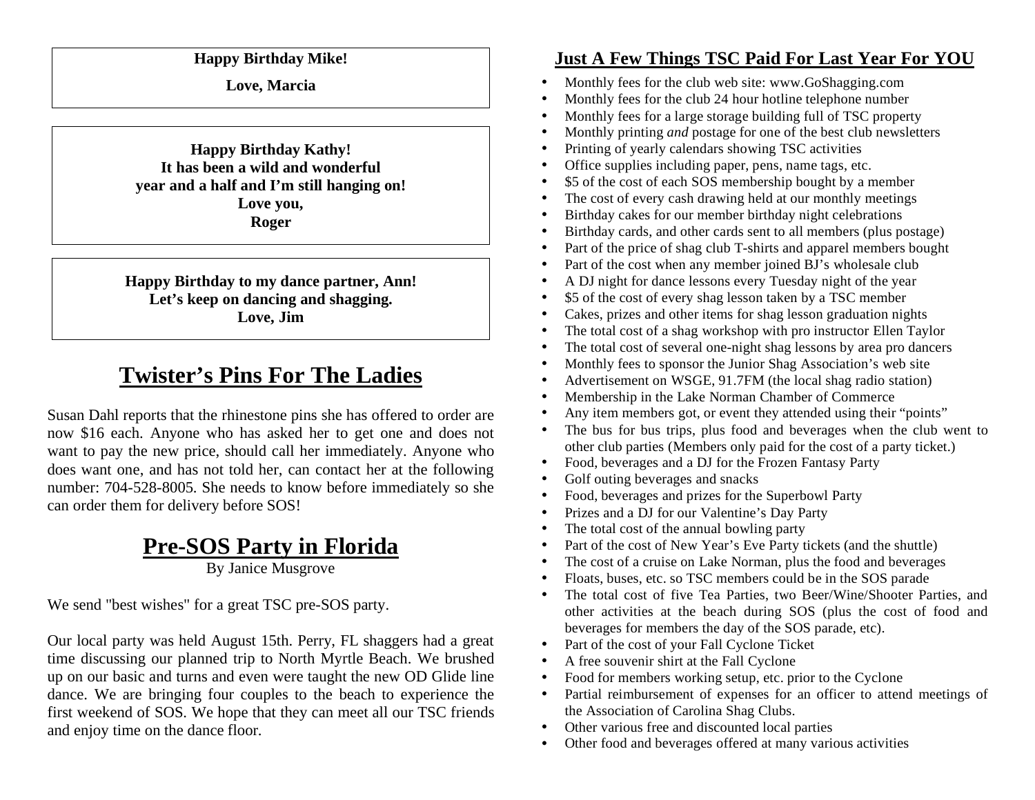**Happy Birthday Mike!**

**Love, Marcia**

**Happy Birthday Kathy!**
**It has been a wild and wonderful**
**year and a half and I'm still hanging on!**
**Love you,**
**Roger**

**Happy Birthday to my dance partner, Ann!**
**Let's keep on dancing and shagging.**
**Love, Jim**

# Twister's Pins For The Ladies

Susan Dahl reports that the rhinestone pins she has offered to order are now $16 each. Anyone who has asked her to get one and does not want to pay the new price, should call her immediately. Anyone who does want one, and has not told her, can contact her at the following number: 704-528-8005. She needs to know before immediately so she can order them for delivery before SOS!

# Pre-SOS Party in Florida

By Janice Musgrove

We send "best wishes" for a great TSC pre-SOS party.

Our local party was held August 15th. Perry, FL shaggers had a great time discussing our planned trip to North Myrtle Beach. We brushed up on our basic and turns and even were taught the new OD Glide line dance. We are bringing four couples to the beach to experience the first weekend of SOS. We hope that they can meet all our TSC friends and enjoy time on the dance floor.

## Just A Few Things TSC Paid For Last Year For YOU

- Monthly fees for the club web site: www.GoShagging.com
- Monthly fees for the club 24 hour hotline telephone number
- Monthly fees for a large storage building full of TSC property
- Monthly printing *and* postage for one of the best club newsletters
- Printing of yearly calendars showing TSC activities
- Office supplies including paper, pens, name tags, etc.
- $5 of the cost of each SOS membership bought by a member
- The cost of every cash drawing held at our monthly meetings
- Birthday cakes for our member birthday night celebrations
- Birthday cards, and other cards sent to all members (plus postage)
- Part of the price of shag club T-shirts and apparel members bought
- Part of the cost when any member joined BJ's wholesale club
- A DJ night for dance lessons every Tuesday night of the year
- $5 of the cost of every shag lesson taken by a TSC member
- Cakes, prizes and other items for shag lesson graduation nights
- The total cost of a shag workshop with pro instructor Ellen Taylor
- The total cost of several one-night shag lessons by area pro dancers
- Monthly fees to sponsor the Junior Shag Association's web site
- Advertisement on WSGE, 91.7FM (the local shag radio station)
- Membership in the Lake Norman Chamber of Commerce
- Any item members got, or event they attended using their "points"
- The bus for bus trips, plus food and beverages when the club went to other club parties (Members only paid for the cost of a party ticket.)
- Food, beverages and a DJ for the Frozen Fantasy Party
- Golf outing beverages and snacks
- Food, beverages and prizes for the Superbowl Party
- Prizes and a DJ for our Valentine's Day Party
- The total cost of the annual bowling party
- Part of the cost of New Year's Eve Party tickets (and the shuttle)
- The cost of a cruise on Lake Norman, plus the food and beverages
- Floats, buses, etc. so TSC members could be in the SOS parade
- The total cost of five Tea Parties, two Beer/Wine/Shooter Parties, and other activities at the beach during SOS (plus the cost of food and beverages for members the day of the SOS parade, etc).
- Part of the cost of your Fall Cyclone Ticket
- A free souvenir shirt at the Fall Cyclone
- Food for members working setup, etc. prior to the Cyclone
- Partial reimbursement of expenses for an officer to attend meetings of the Association of Carolina Shag Clubs.
- Other various free and discounted local parties
- Other food and beverages offered at many various activities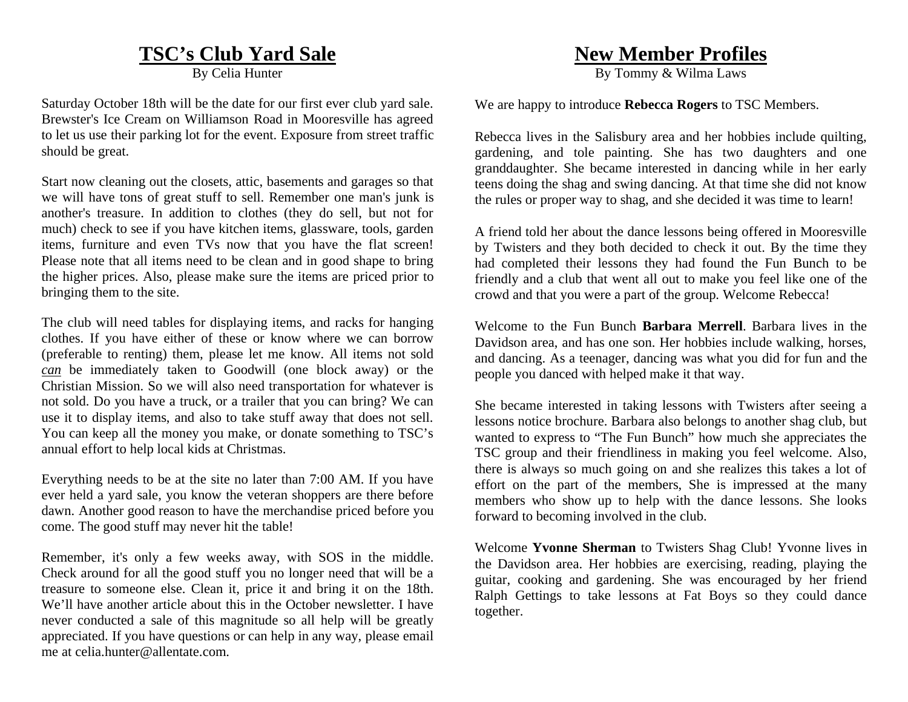# TSC's Club Yard Sale

By Celia Hunter

Saturday October 18th will be the date for our first ever club yard sale. Brewster's Ice Cream on Williamson Road in Mooresville has agreed to let us use their parking lot for the event. Exposure from street traffic should be great.

Start now cleaning out the closets, attic, basements and garages so that we will have tons of great stuff to sell. Remember one man's junk is another's treasure. In addition to clothes (they do sell, but not for much) check to see if you have kitchen items, glassware, tools, garden items, furniture and even TVs now that you have the flat screen! Please note that all items need to be clean and in good shape to bring the higher prices. Also, please make sure the items are priced prior to bringing them to the site.

The club will need tables for displaying items, and racks for hanging clothes. If you have either of these or know where we can borrow (preferable to renting) them, please let me know. All items not sold ***can*** be immediately taken to Goodwill (one block away) or the Christian Mission. So we will also need transportation for whatever is not sold. Do you have a truck, or a trailer that you can bring? We can use it to display items, and also to take stuff away that does not sell. You can keep all the money you make, or donate something to TSC's annual effort to help local kids at Christmas.

Everything needs to be at the site no later than 7:00 AM. If you have ever held a yard sale, you know the veteran shoppers are there before dawn. Another good reason to have the merchandise priced before you come. The good stuff may never hit the table!

Remember, it's only a few weeks away, with SOS in the middle. Check around for all the good stuff you no longer need that will be a treasure to someone else. Clean it, price it and bring it on the 18th. We'll have another article about this in the October newsletter. I have never conducted a sale of this magnitude so all help will be greatly appreciated. If you have questions or can help in any way, please email me at celia.hunter@allentate.com.

# New Member Profiles

By Tommy & Wilma Laws

We are happy to introduce **Rebecca Rogers** to TSC Members.

Rebecca lives in the Salisbury area and her hobbies include quilting, gardening, and tole painting. She has two daughters and one granddaughter. She became interested in dancing while in her early teens doing the shag and swing dancing. At that time she did not know the rules or proper way to shag, and she decided it was time to learn!

A friend told her about the dance lessons being offered in Mooresville by Twisters and they both decided to check it out. By the time they had completed their lessons they had found the Fun Bunch to be friendly and a club that went all out to make you feel like one of the crowd and that you were a part of the group. Welcome Rebecca!

Welcome to the Fun Bunch **Barbara Merrell**. Barbara lives in the Davidson area, and has one son. Her hobbies include walking, horses, and dancing. As a teenager, dancing was what you did for fun and the people you danced with helped make it that way.

She became interested in taking lessons with Twisters after seeing a lessons notice brochure. Barbara also belongs to another shag club, but wanted to express to "The Fun Bunch" how much she appreciates the TSC group and their friendliness in making you feel welcome. Also, there is always so much going on and she realizes this takes a lot of effort on the part of the members, She is impressed at the many members who show up to help with the dance lessons. She looks forward to becoming involved in the club.

Welcome **Yvonne Sherman** to Twisters Shag Club! Yvonne lives in the Davidson area. Her hobbies are exercising, reading, playing the guitar, cooking and gardening. She was encouraged by her friend Ralph Gettings to take lessons at Fat Boys so they could dance together.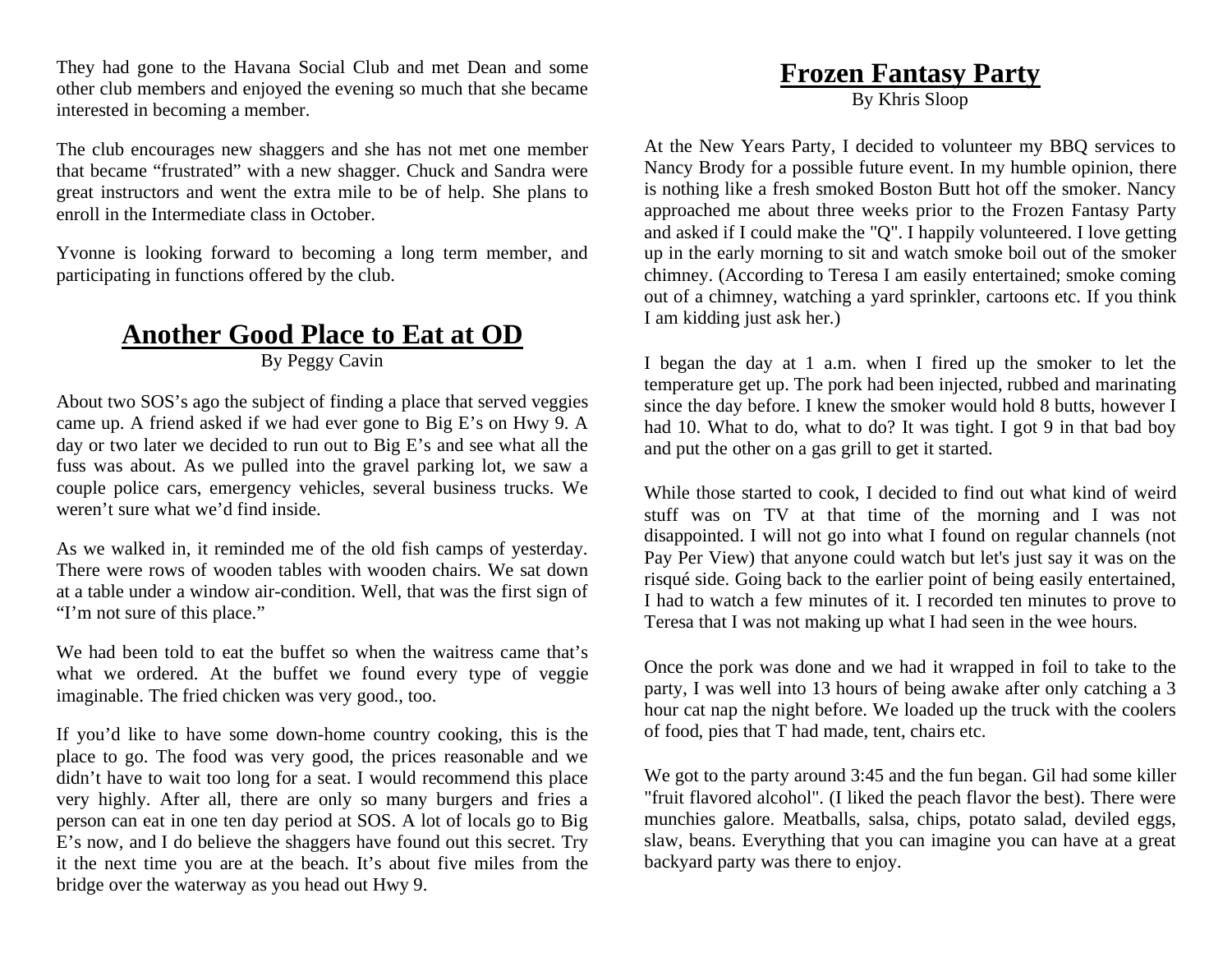They had gone to the Havana Social Club and met Dean and some other club members and enjoyed the evening so much that she became interested in becoming a member.

The club encourages new shaggers and she has not met one member that became "frustrated" with a new shagger. Chuck and Sandra were great instructors and went the extra mile to be of help. She plans to enroll in the Intermediate class in October.

Yvonne is looking forward to becoming a long term member, and participating in functions offered by the club.

## Another Good Place to Eat at OD

By Peggy Cavin

About two SOS's ago the subject of finding a place that served veggies came up. A friend asked if we had ever gone to Big E's on Hwy 9. A day or two later we decided to run out to Big E's and see what all the fuss was about. As we pulled into the gravel parking lot, we saw a couple police cars, emergency vehicles, several business trucks. We weren't sure what we'd find inside.

As we walked in, it reminded me of the old fish camps of yesterday. There were rows of wooden tables with wooden chairs. We sat down at a table under a window air-condition. Well, that was the first sign of "I'm not sure of this place."

We had been told to eat the buffet so when the waitress came that's what we ordered. At the buffet we found every type of veggie imaginable. The fried chicken was very good., too.

If you'd like to have some down-home country cooking, this is the place to go. The food was very good, the prices reasonable and we didn't have to wait too long for a seat. I would recommend this place very highly. After all, there are only so many burgers and fries a person can eat in one ten day period at SOS. A lot of locals go to Big E's now, and I do believe the shaggers have found out this secret. Try it the next time you are at the beach. It's about five miles from the bridge over the waterway as you head out Hwy 9.

## Frozen Fantasy Party

By Khris Sloop

At the New Years Party, I decided to volunteer my BBQ services to Nancy Brody for a possible future event. In my humble opinion, there is nothing like a fresh smoked Boston Butt hot off the smoker. Nancy approached me about three weeks prior to the Frozen Fantasy Party and asked if I could make the "Q". I happily volunteered. I love getting up in the early morning to sit and watch smoke boil out of the smoker chimney. (According to Teresa I am easily entertained; smoke coming out of a chimney, watching a yard sprinkler, cartoons etc. If you think I am kidding just ask her.)

I began the day at 1 a.m. when I fired up the smoker to let the temperature get up. The pork had been injected, rubbed and marinating since the day before. I knew the smoker would hold 8 butts, however I had 10. What to do, what to do? It was tight. I got 9 in that bad boy and put the other on a gas grill to get it started.

While those started to cook, I decided to find out what kind of weird stuff was on TV at that time of the morning and I was not disappointed. I will not go into what I found on regular channels (not Pay Per View) that anyone could watch but let's just say it was on the risqué side. Going back to the earlier point of being easily entertained, I had to watch a few minutes of it. I recorded ten minutes to prove to Teresa that I was not making up what I had seen in the wee hours.

Once the pork was done and we had it wrapped in foil to take to the party, I was well into 13 hours of being awake after only catching a 3 hour cat nap the night before. We loaded up the truck with the coolers of food, pies that T had made, tent, chairs etc.

We got to the party around 3:45 and the fun began. Gil had some killer "fruit flavored alcohol". (I liked the peach flavor the best). There were munchies galore. Meatballs, salsa, chips, potato salad, deviled eggs, slaw, beans. Everything that you can imagine you can have at a great backyard party was there to enjoy.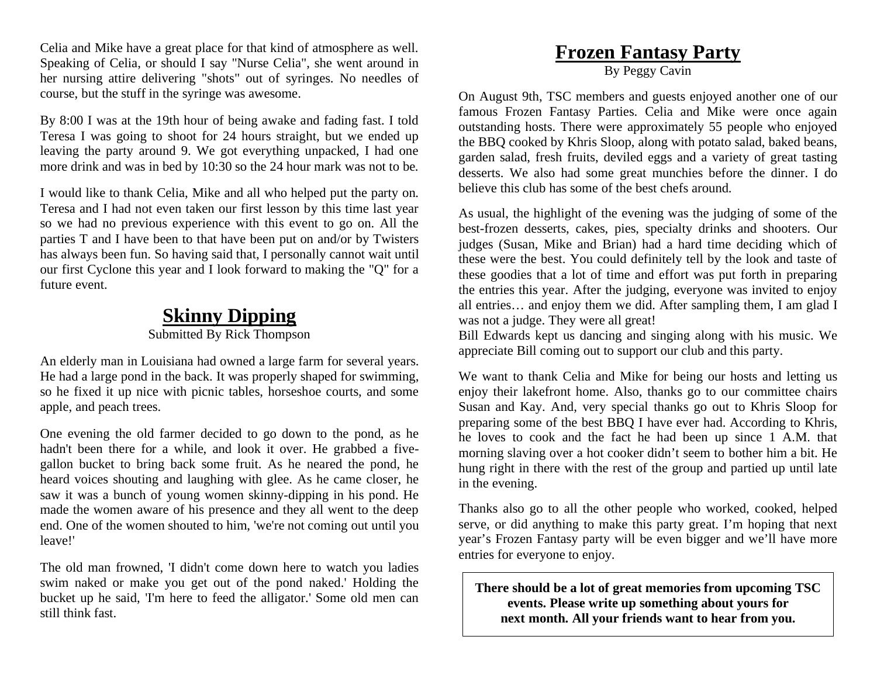Celia and Mike have a great place for that kind of atmosphere as well. Speaking of Celia, or should I say "Nurse Celia", she went around in her nursing attire delivering "shots" out of syringes. No needles of course, but the stuff in the syringe was awesome.

By 8:00 I was at the 19th hour of being awake and fading fast. I told Teresa I was going to shoot for 24 hours straight, but we ended up leaving the party around 9. We got everything unpacked, I had one more drink and was in bed by 10:30 so the 24 hour mark was not to be.

I would like to thank Celia, Mike and all who helped put the party on. Teresa and I had not even taken our first lesson by this time last year so we had no previous experience with this event to go on. All the parties T and I have been to that have been put on and/or by Twisters has always been fun. So having said that, I personally cannot wait until our first Cyclone this year and I look forward to making the "Q" for a future event.

## Skinny Dipping

Submitted By Rick Thompson

An elderly man in Louisiana had owned a large farm for several years. He had a large pond in the back. It was properly shaped for swimming, so he fixed it up nice with picnic tables, horseshoe courts, and some apple, and peach trees.

One evening the old farmer decided to go down to the pond, as he hadn't been there for a while, and look it over. He grabbed a five-gallon bucket to bring back some fruit. As he neared the pond, he heard voices shouting and laughing with glee. As he came closer, he saw it was a bunch of young women skinny-dipping in his pond. He made the women aware of his presence and they all went to the deep end. One of the women shouted to him, 'we're not coming out until you leave!'

The old man frowned, 'I didn't come down here to watch you ladies swim naked or make you get out of the pond naked.' Holding the bucket up he said, 'I'm here to feed the alligator.' Some old men can still think fast.

## Frozen Fantasy Party

By Peggy Cavin

On August 9th, TSC members and guests enjoyed another one of our famous Frozen Fantasy Parties. Celia and Mike were once again outstanding hosts. There were approximately 55 people who enjoyed the BBQ cooked by Khris Sloop, along with potato salad, baked beans, garden salad, fresh fruits, deviled eggs and a variety of great tasting desserts. We also had some great munchies before the dinner. I do believe this club has some of the best chefs around.

As usual, the highlight of the evening was the judging of some of the best-frozen desserts, cakes, pies, specialty drinks and shooters. Our judges (Susan, Mike and Brian) had a hard time deciding which of these were the best. You could definitely tell by the look and taste of these goodies that a lot of time and effort was put forth in preparing the entries this year. After the judging, everyone was invited to enjoy all entries… and enjoy them we did. After sampling them, I am glad I was not a judge. They were all great!
Bill Edwards kept us dancing and singing along with his music. We appreciate Bill coming out to support our club and this party.

We want to thank Celia and Mike for being our hosts and letting us enjoy their lakefront home. Also, thanks go to our committee chairs Susan and Kay. And, very special thanks go out to Khris Sloop for preparing some of the best BBQ I have ever had. According to Khris, he loves to cook and the fact he had been up since 1 A.M. that morning slaving over a hot cooker didn't seem to bother him a bit. He hung right in there with the rest of the group and partied up until late in the evening.

Thanks also go to all the other people who worked, cooked, helped serve, or did anything to make this party great. I'm hoping that next year's Frozen Fantasy party will be even bigger and we'll have more entries for everyone to enjoy.

**There should be a lot of great memories from upcoming TSC events. Please write up something about yours for next month. All your friends want to hear from you.**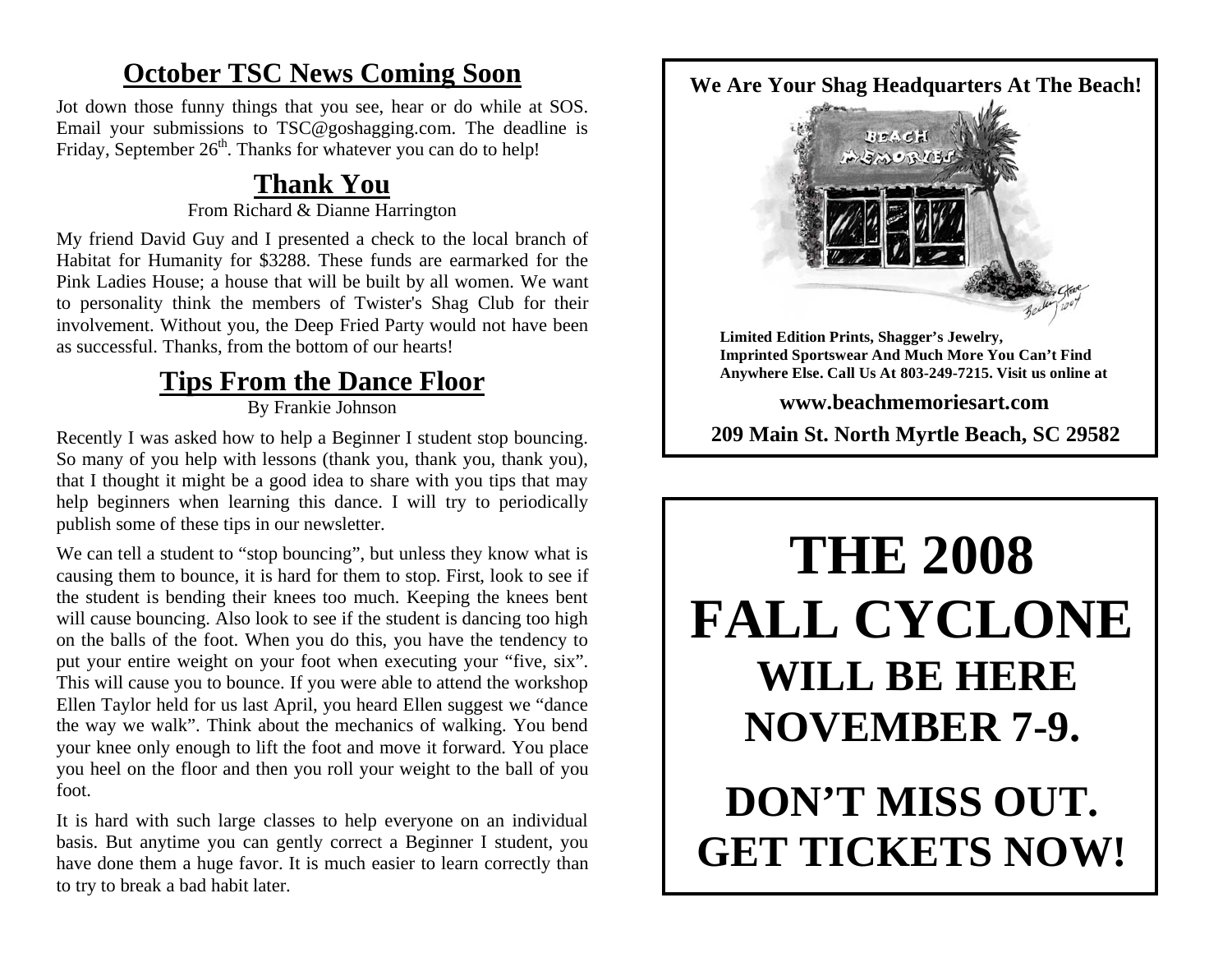## October TSC News Coming Soon

Jot down those funny things that you see, hear or do while at SOS. Email your submissions to TSC@goshagging.com. The deadline is Friday, September 26th. Thanks for whatever you can do to help!

## Thank You

From Richard & Dianne Harrington

My friend David Guy and I presented a check to the local branch of Habitat for Humanity for $3288. These funds are earmarked for the Pink Ladies House; a house that will be built by all women. We want to personality think the members of Twister's Shag Club for their involvement. Without you, the Deep Fried Party would not have been as successful. Thanks, from the bottom of our hearts!

## Tips From the Dance Floor

By Frankie Johnson

Recently I was asked how to help a Beginner I student stop bouncing. So many of you help with lessons (thank you, thank you, thank you), that I thought it might be a good idea to share with you tips that may help beginners when learning this dance. I will try to periodically publish some of these tips in our newsletter.

We can tell a student to "stop bouncing", but unless they know what is causing them to bounce, it is hard for them to stop. First, look to see if the student is bending their knees too much. Keeping the knees bent will cause bouncing. Also look to see if the student is dancing too high on the balls of the foot. When you do this, you have the tendency to put your entire weight on your foot when executing your "five, six". This will cause you to bounce. If you were able to attend the workshop Ellen Taylor held for us last April, you heard Ellen suggest we "dance the way we walk". Think about the mechanics of walking. You bend your knee only enough to lift the foot and move it forward. You place you heel on the floor and then you roll your weight to the ball of you foot.

It is hard with such large classes to help everyone on an individual basis. But anytime you can gently correct a Beginner I student, you have done them a huge favor. It is much easier to learn correctly than to try to break a bad habit later.

**We Are Your Shag Headquarters At The Beach!**

**Limited Edition Prints, Shagger's Jewelry, Imprinted Sportswear And Much More You Can't Find Anywhere Else. Call Us At 803-249-7215. Visit us online at**

**www.beachmemoriesart.com**

**209 Main St. North Myrtle Beach, SC 29582**

# THE 2008 FALL CYCLONE

## WILL BE HERE NOVEMBER 7-9.

## DON'T MISS OUT. GET TICKETS NOW!